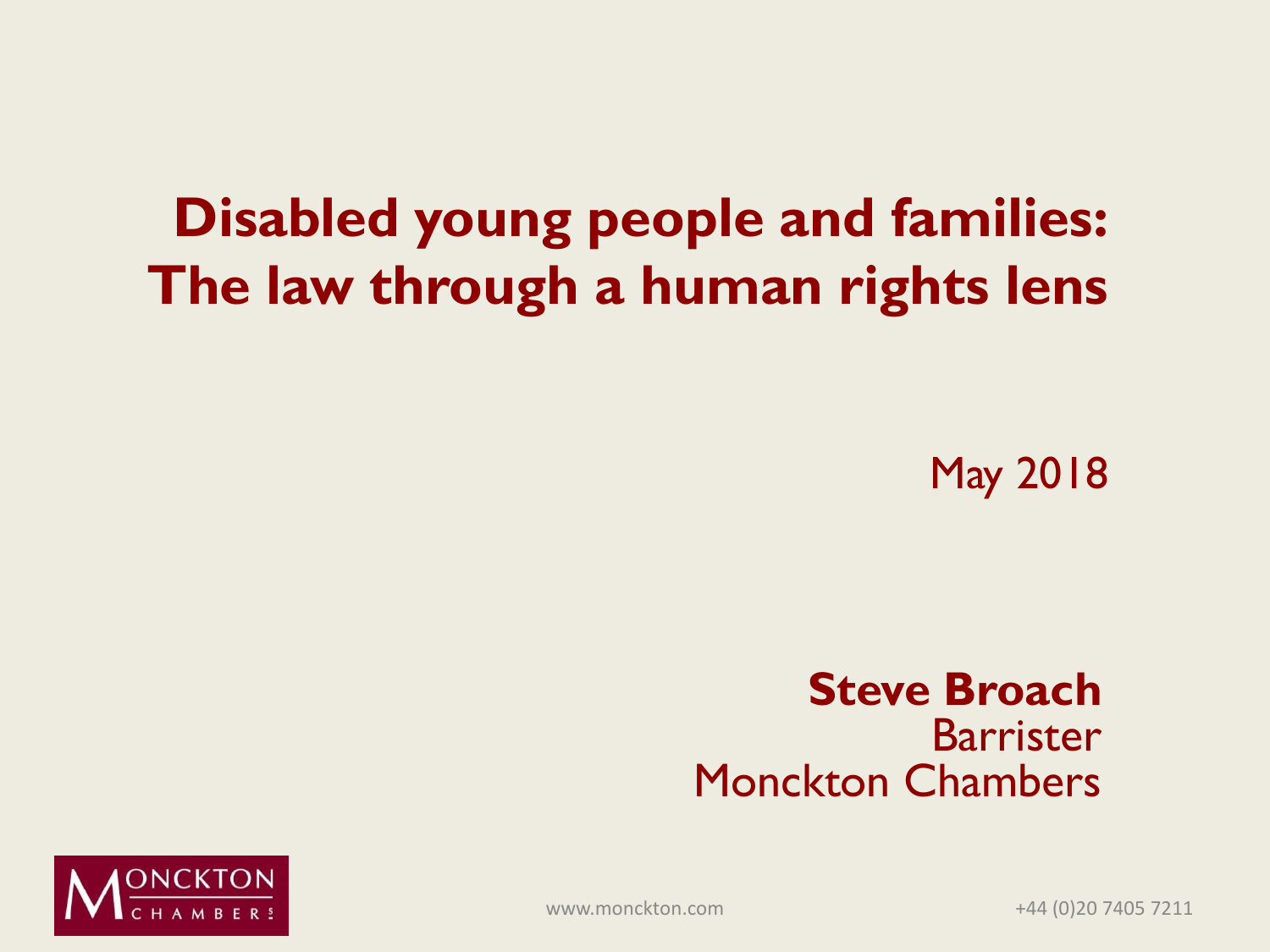# Disabled young people and families: The law through a human rights lens

May 2018

**Steve Broach**
Barrister
Monckton Chambers

www.monckton.com

+44 (0)20 7405 7211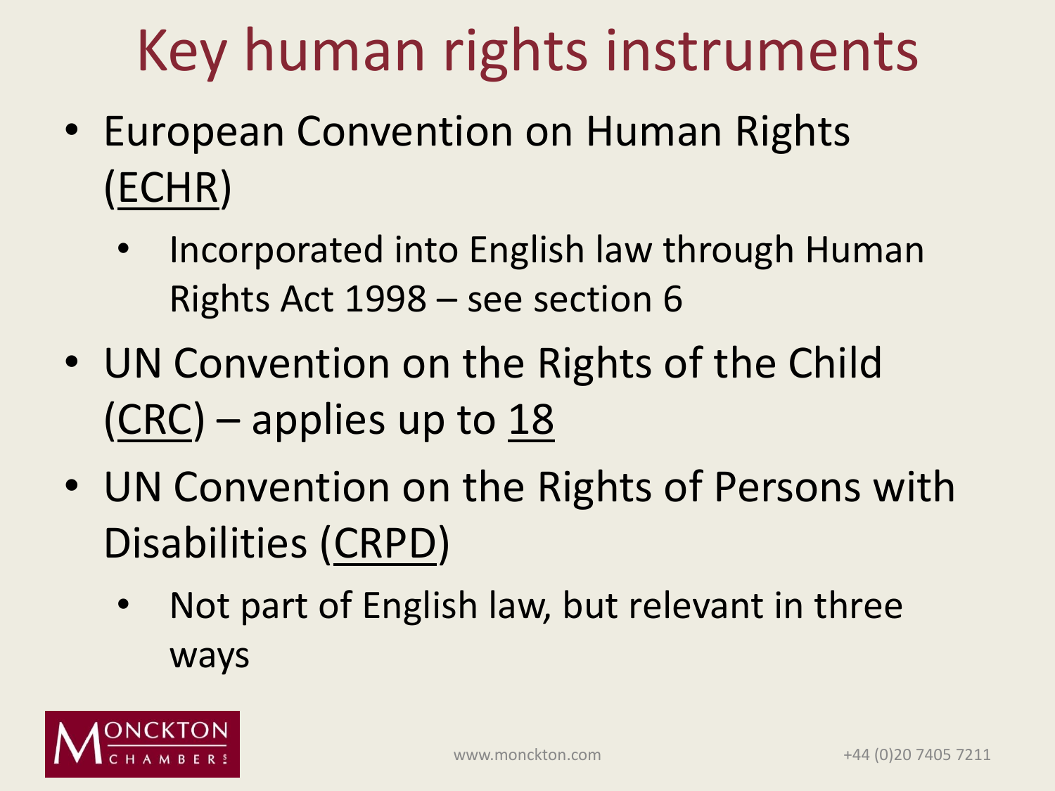# Key human rights instruments

- European Convention on Human Rights (ECHR)
  - Incorporated into English law through Human Rights Act 1998 – see section 6
- UN Convention on the Rights of the Child (CRC) – applies up to 18
- UN Convention on the Rights of Persons with Disabilities (CRPD)
  - Not part of English law, but relevant in three ways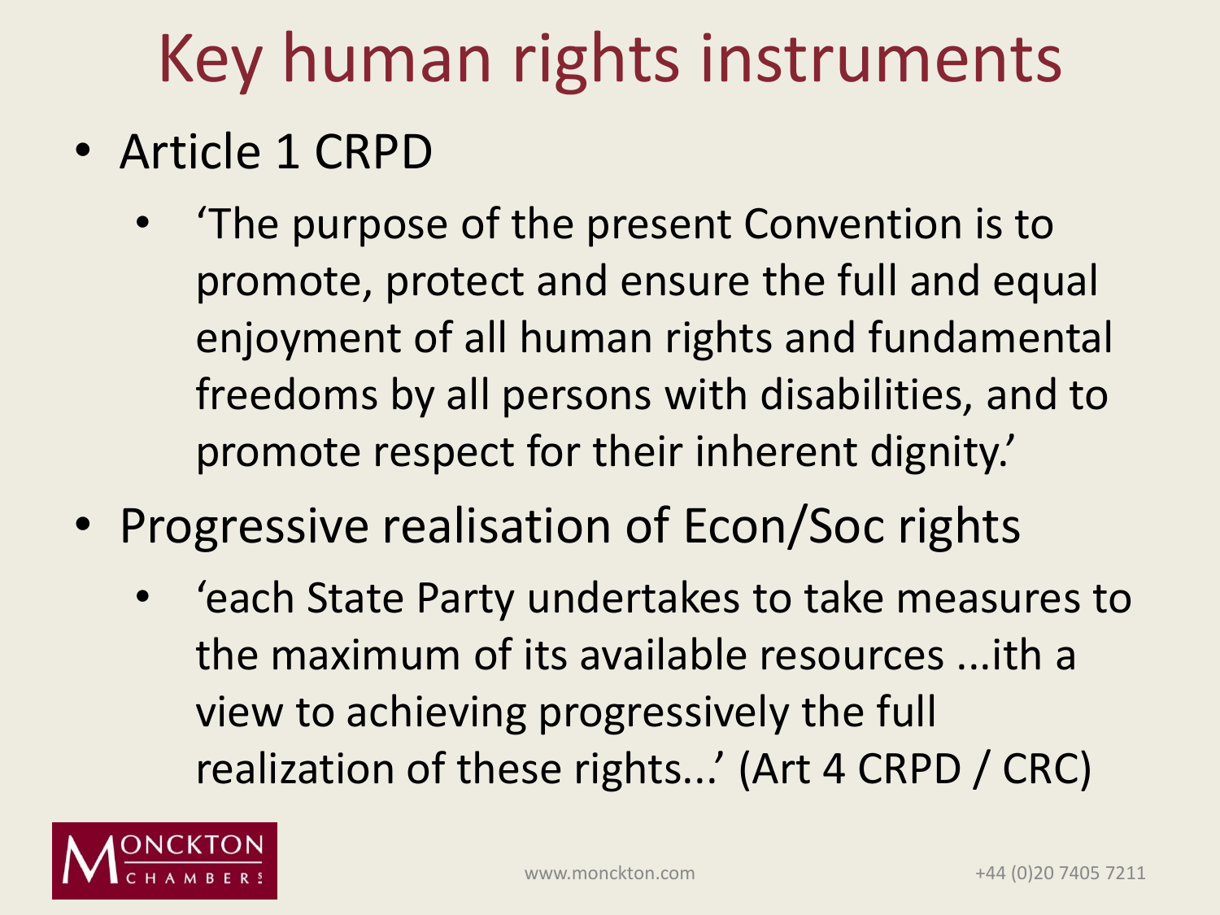# Key human rights instruments

- Article 1 CRPD
  - 'The purpose of the present Convention is to promote, protect and ensure the full and equal enjoyment of all human rights and fundamental freedoms by all persons with disabilities, and to promote respect for their inherent dignity.'
- Progressive realisation of Econ/Soc rights
  - 'each State Party undertakes to take measures to the maximum of its available resources ...ith a view to achieving progressively the full realization of these rights...' (Art 4 CRPD / CRC)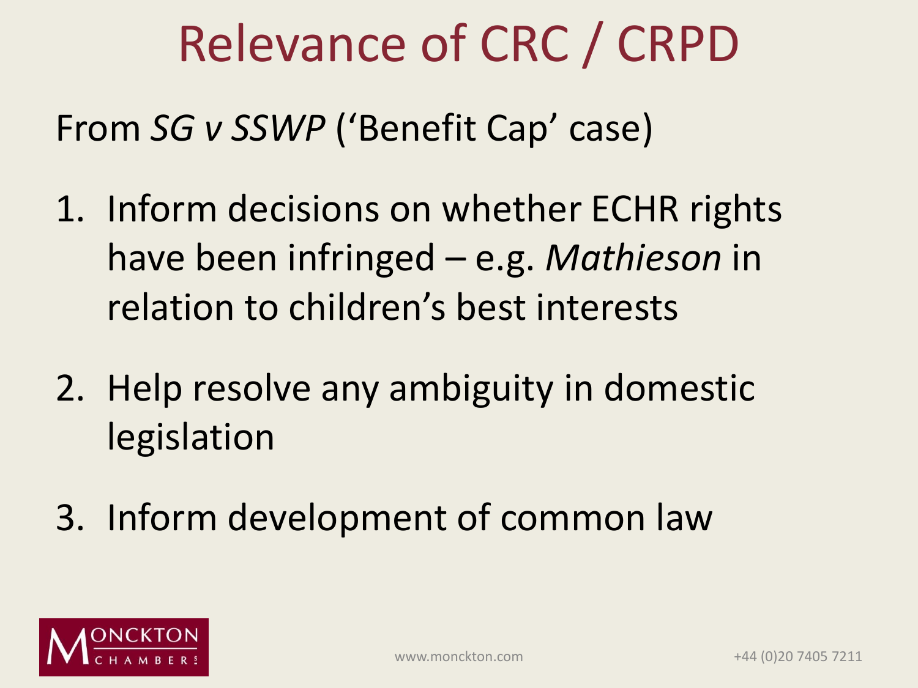# Relevance of CRC / CRPD

From *SG v SSWP* ('Benefit Cap' case)

1. Inform decisions on whether ECHR rights have been infringed – e.g. *Mathieson* in relation to children's best interests

2. Help resolve any ambiguity in domestic legislation

3. Inform development of common law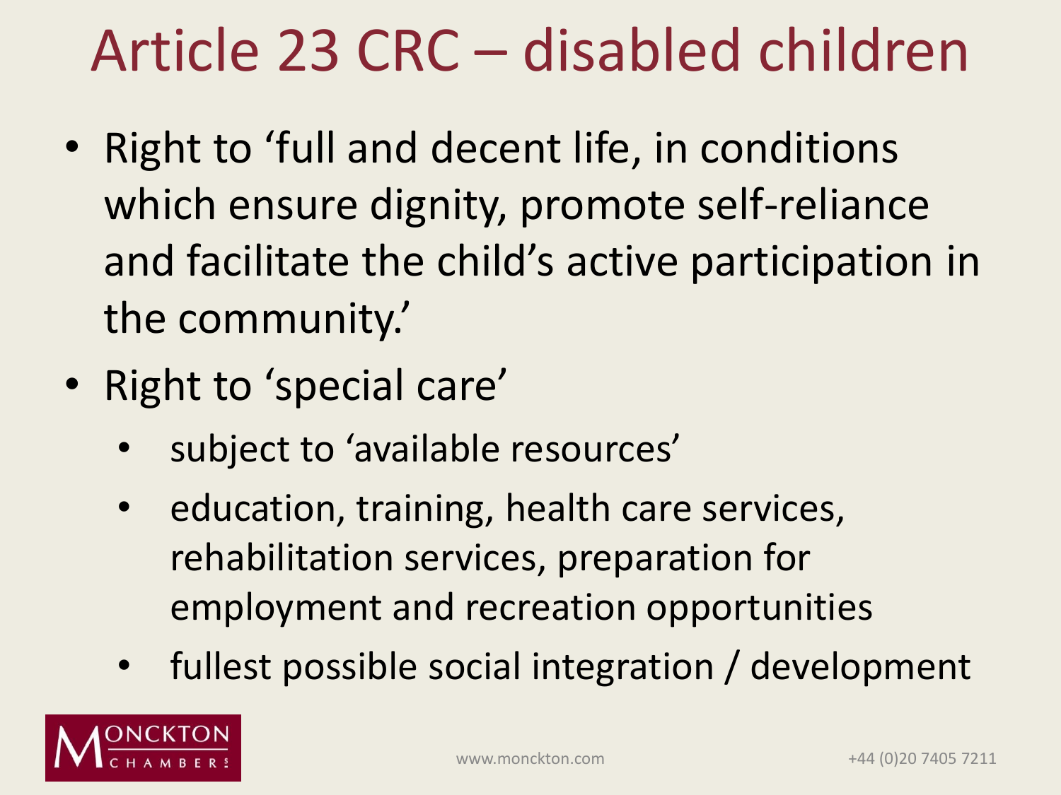# Article 23 CRC – disabled children

- Right to 'full and decent life, in conditions which ensure dignity, promote self-reliance and facilitate the child's active participation in the community.'
- Right to 'special care'
  - subject to 'available resources'
  - education, training, health care services, rehabilitation services, preparation for employment and recreation opportunities
  - fullest possible social integration / development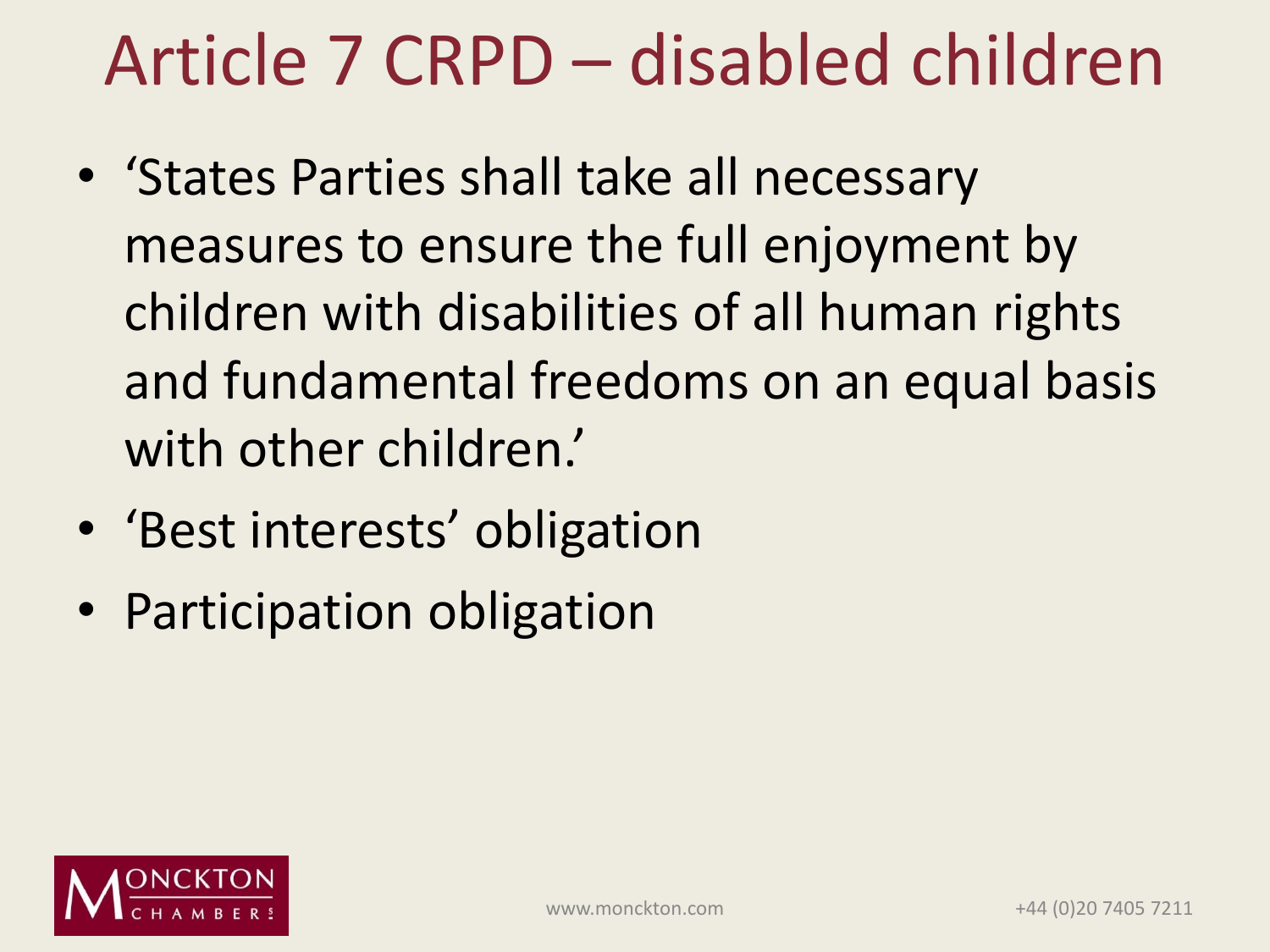# Article 7 CRPD – disabled children

- 'States Parties shall take all necessary measures to ensure the full enjoyment by children with disabilities of all human rights and fundamental freedoms on an equal basis with other children.'
- 'Best interests' obligation
- Participation obligation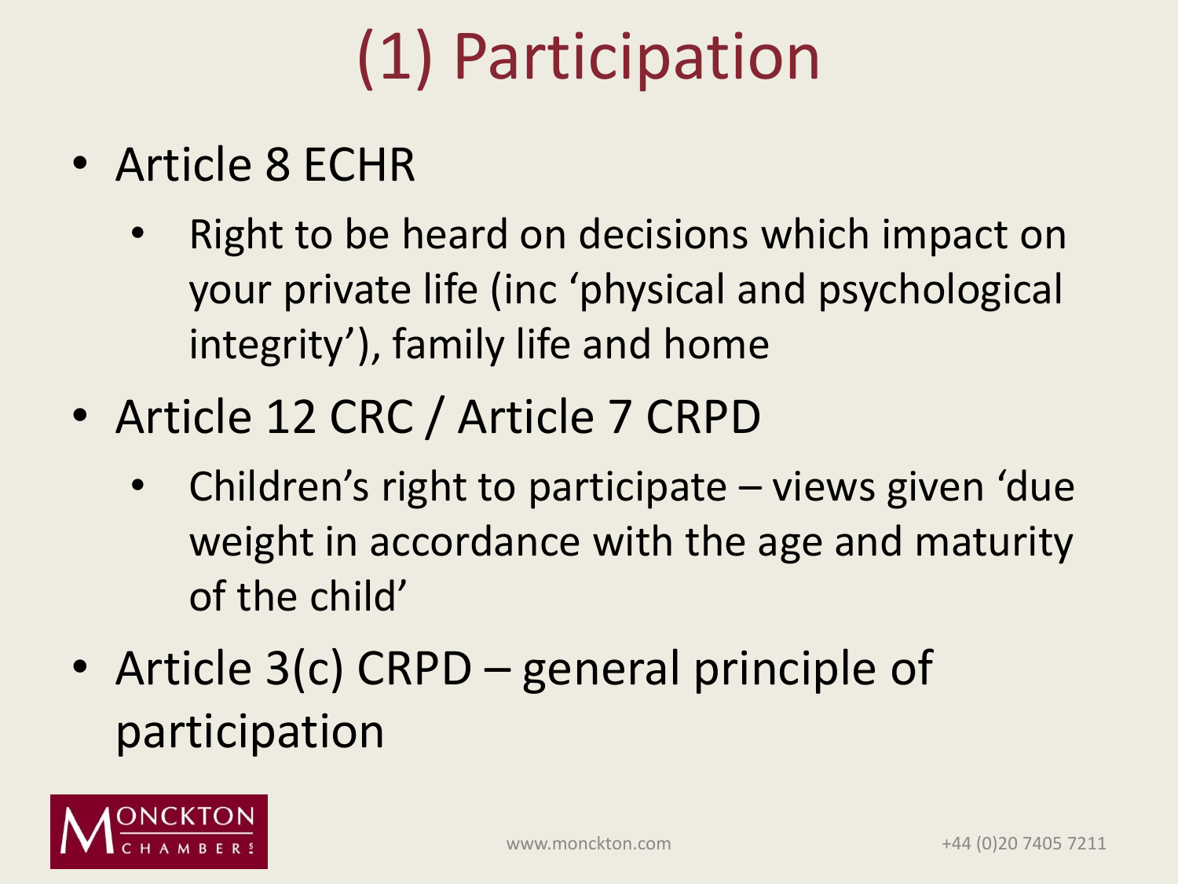# (1) Participation

- Article 8 ECHR
  - Right to be heard on decisions which impact on your private life (inc 'physical and psychological integrity'), family life and home
- Article 12 CRC / Article 7 CRPD
  - Children's right to participate – views given 'due weight in accordance with the age and maturity of the child'
- Article 3(c) CRPD – general principle of participation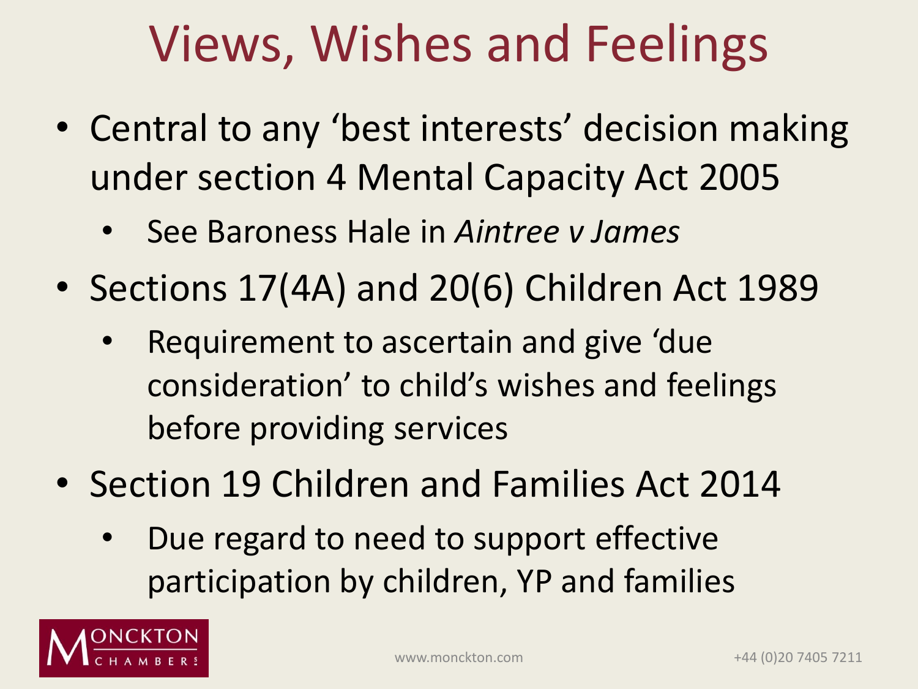# Views, Wishes and Feelings

- Central to any 'best interests' decision making under section 4 Mental Capacity Act 2005
  - See Baroness Hale in *Aintree v James*
- Sections 17(4A) and 20(6) Children Act 1989
  - Requirement to ascertain and give 'due consideration' to child's wishes and feelings before providing services
- Section 19 Children and Families Act 2014
  - Due regard to need to support effective participation by children, YP and families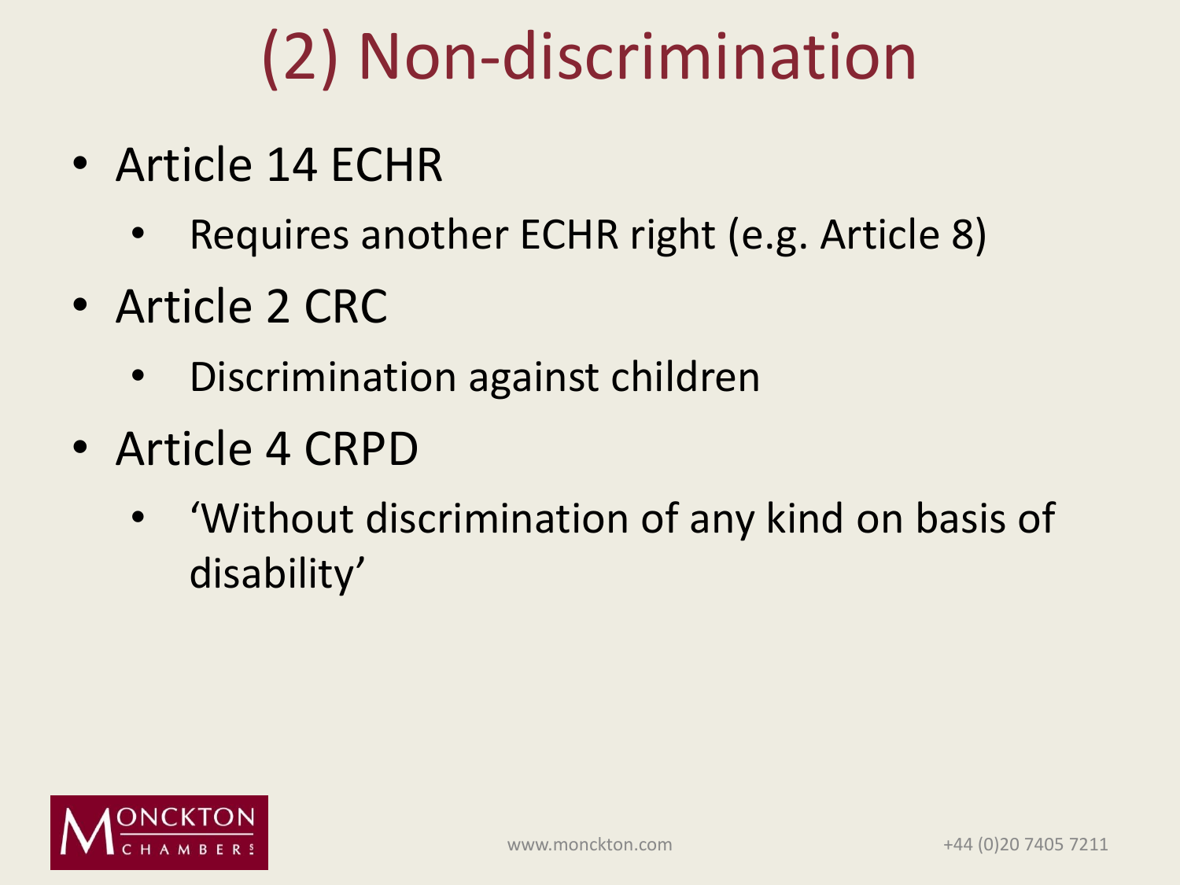# (2) Non-discrimination

- Article 14 ECHR
  - Requires another ECHR right (e.g. Article 8)
- Article 2 CRC
  - Discrimination against children
- Article 4 CRPD
  - ‘Without discrimination of any kind on basis of disability’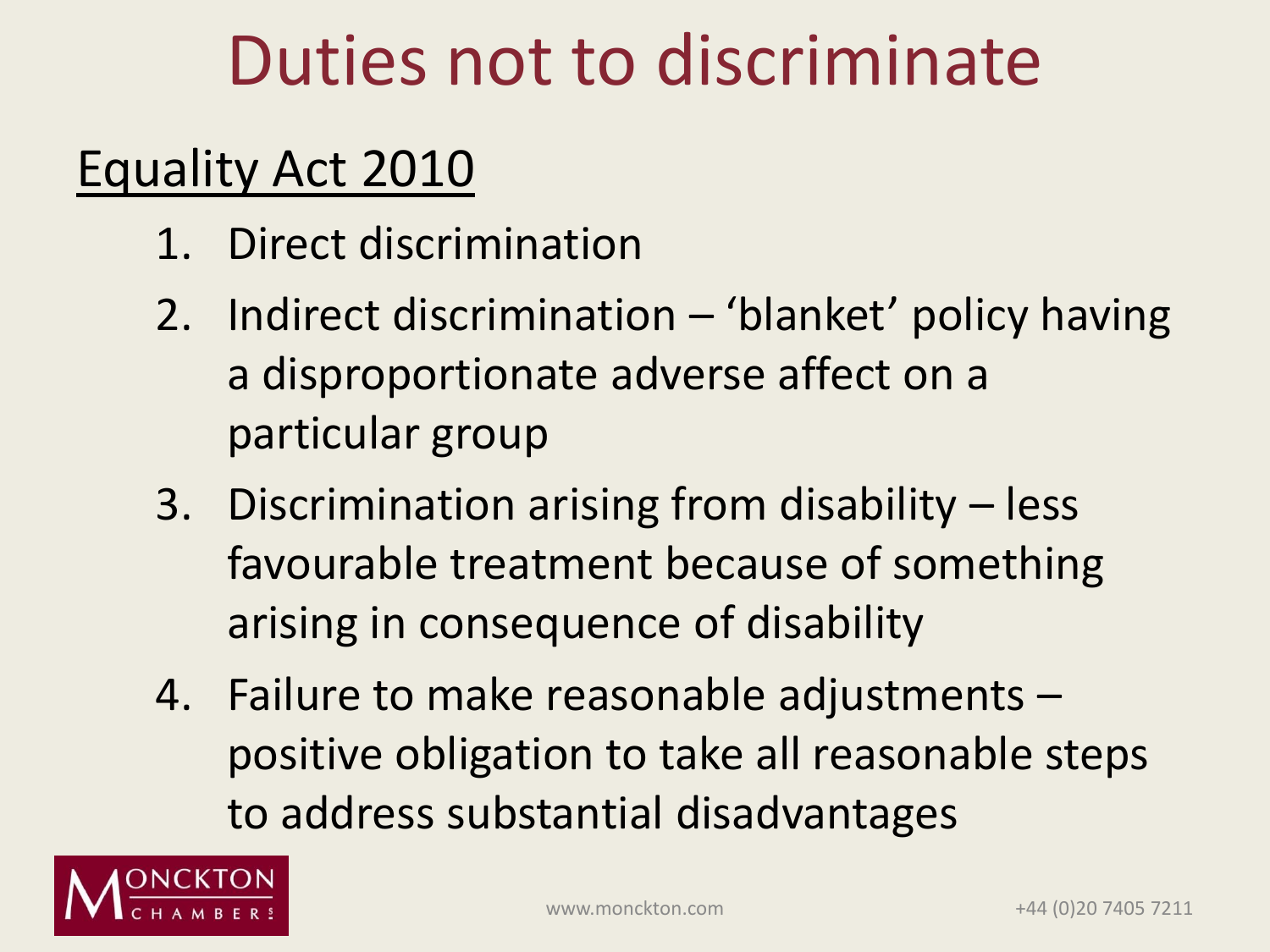# Duties not to discriminate

## Equality Act 2010

1. Direct discrimination
2. Indirect discrimination – 'blanket' policy having a disproportionate adverse affect on a particular group
3. Discrimination arising from disability – less favourable treatment because of something arising in consequence of disability
4. Failure to make reasonable adjustments – positive obligation to take all reasonable steps to address substantial disadvantages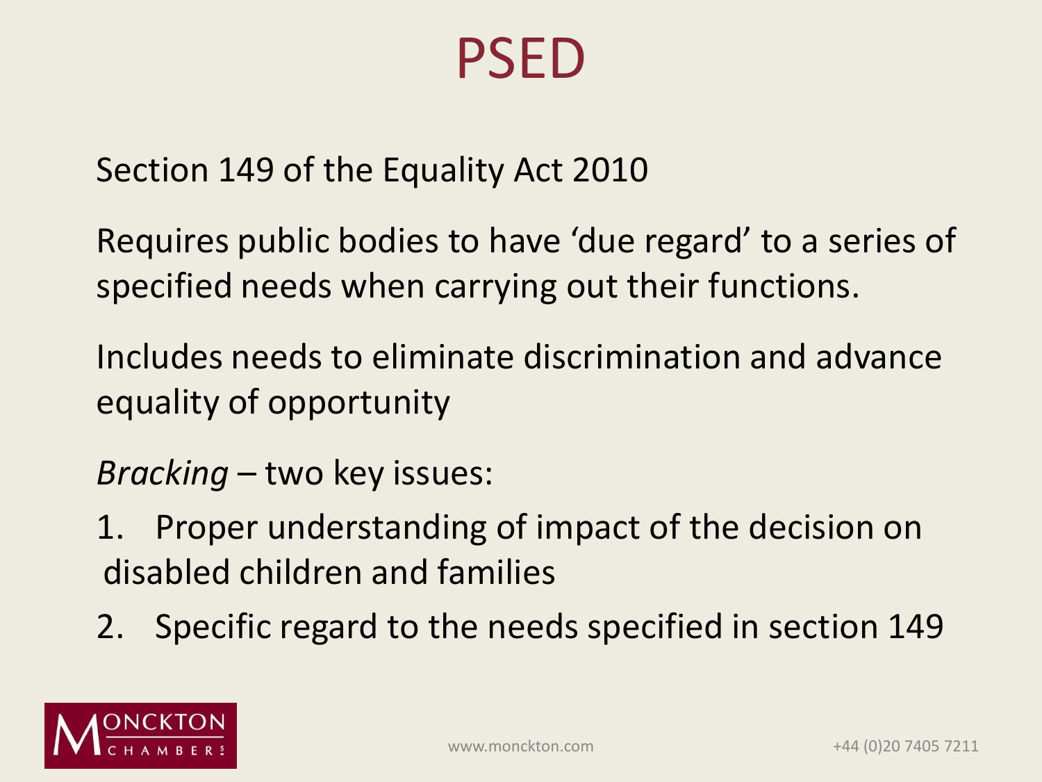# PSED

Section 149 of the Equality Act 2010

Requires public bodies to have 'due regard' to a series of specified needs when carrying out their functions.

Includes needs to eliminate discrimination and advance equality of opportunity

*Bracking* – two key issues:

1. Proper understanding of impact of the decision on disabled children and families
2. Specific regard to the needs specified in section 149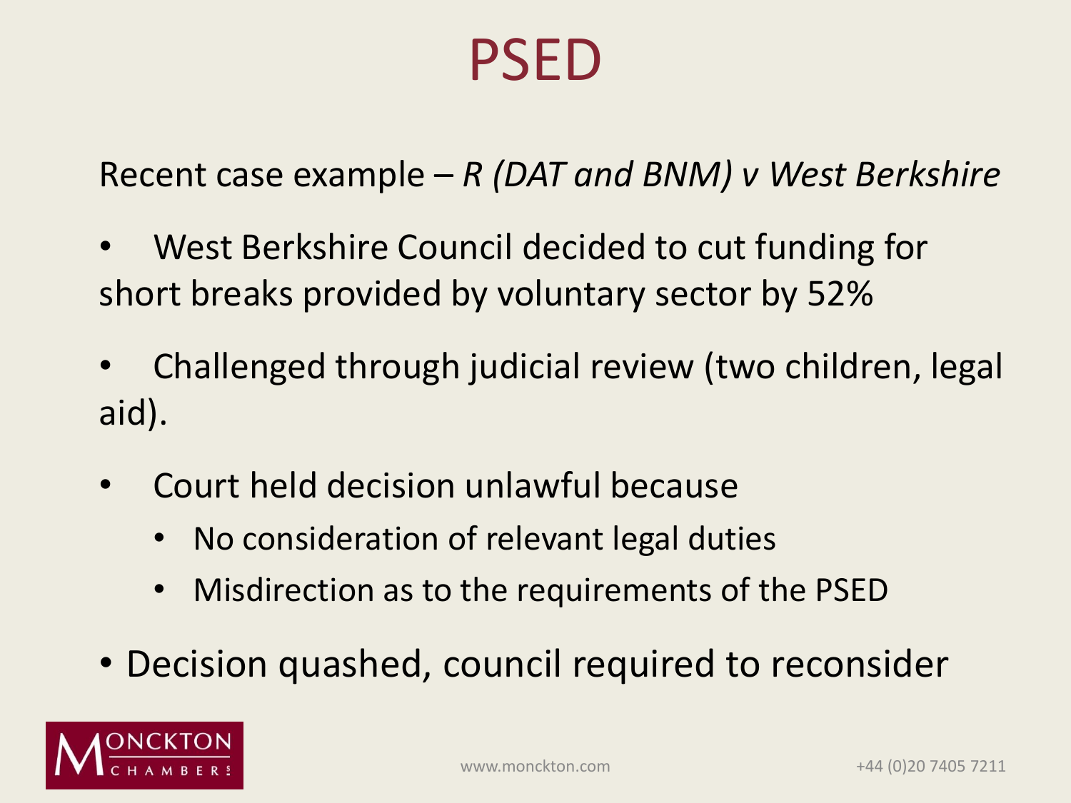# PSED

Recent case example – *R (DAT and BNM) v West Berkshire*

- West Berkshire Council decided to cut funding for short breaks provided by voluntary sector by 52%
- Challenged through judicial review (two children, legal aid).
- Court held decision unlawful because
  - No consideration of relevant legal duties
  - Misdirection as to the requirements of the PSED
- Decision quashed, council required to reconsider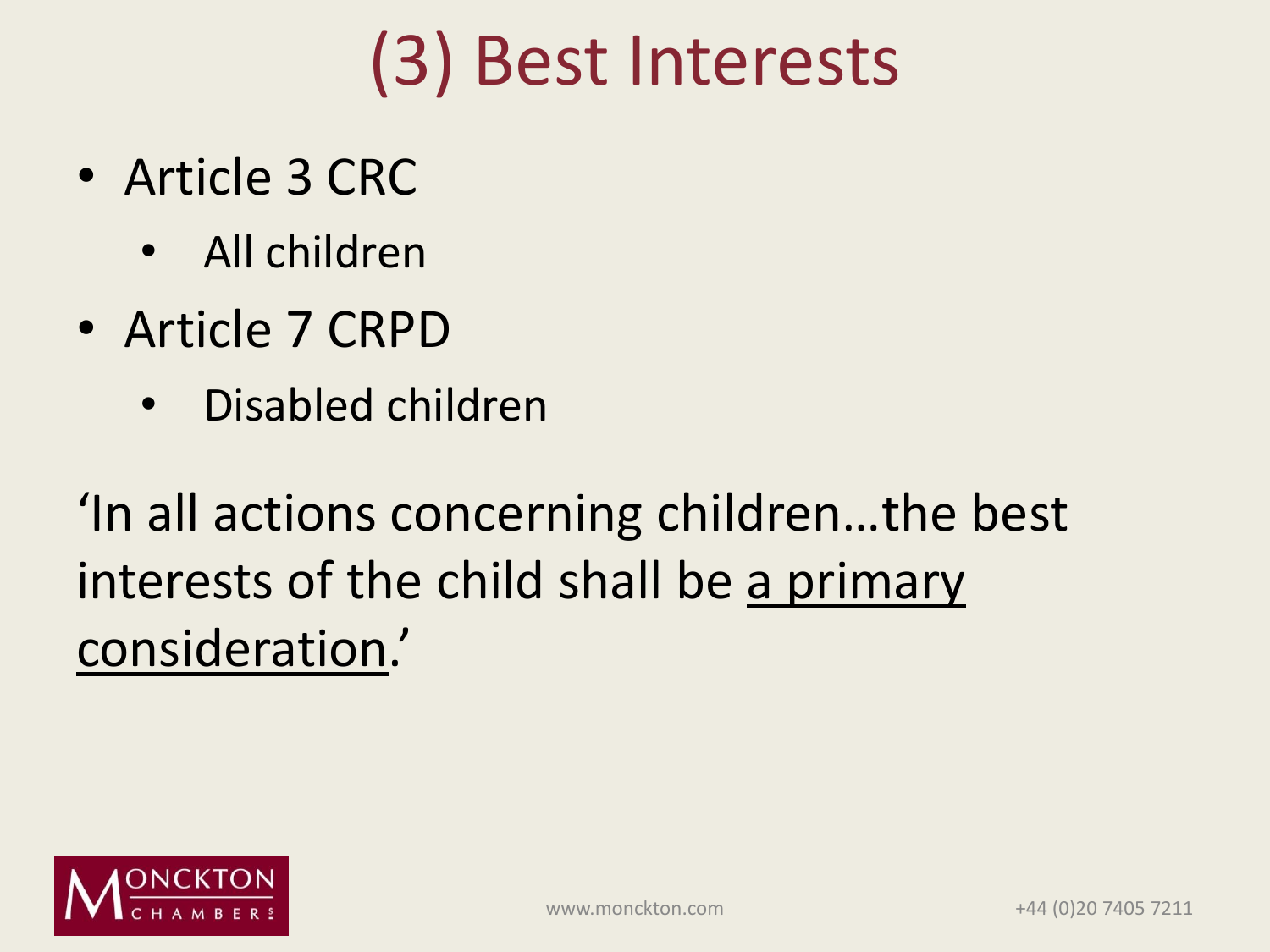# (3) Best Interests

- Article 3 CRC
    - All children
- Article 7 CRPD
    - Disabled children

'In all actions concerning children…the best interests of the child shall be <u>a primary consideration</u>.'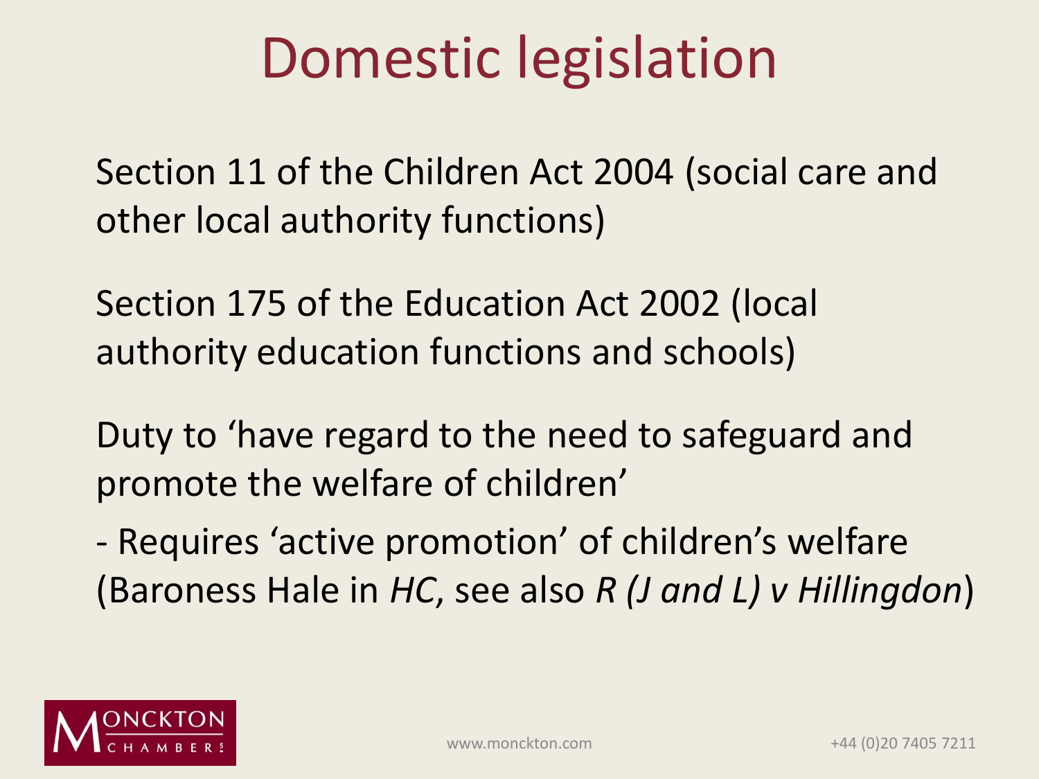# Domestic legislation

Section 11 of the Children Act 2004 (social care and other local authority functions)

Section 175 of the Education Act 2002 (local authority education functions and schools)

Duty to 'have regard to the need to safeguard and promote the welfare of children'

- Requires 'active promotion' of children's welfare (Baroness Hale in *HC*, see also *R (J and L) v Hillingdon*)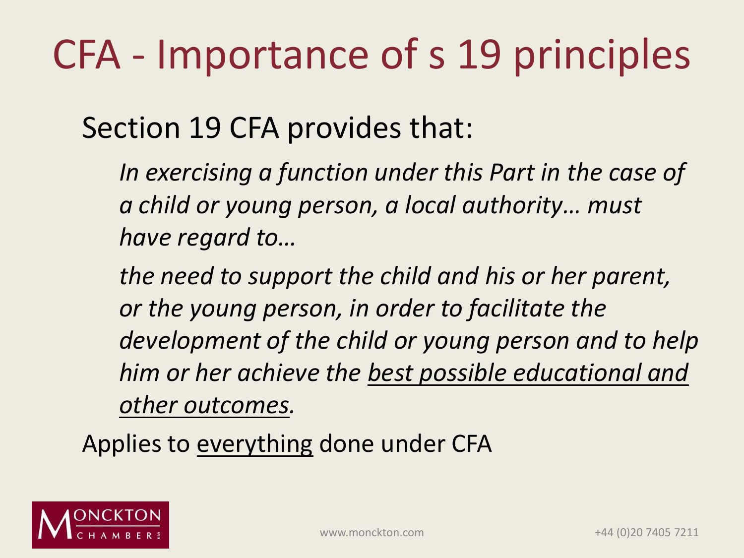# CFA - Importance of s 19 principles

Section 19 CFA provides that:

> *In exercising a function under this Part in the case of a child or young person, a local authority… must have regard to…*
>
> *the need to support the child and his or her parent, or the young person, in order to facilitate the development of the child or young person and to help him or her achieve the <u>best possible educational and other outcomes</u>.*

Applies to <u>everything</u> done under CFA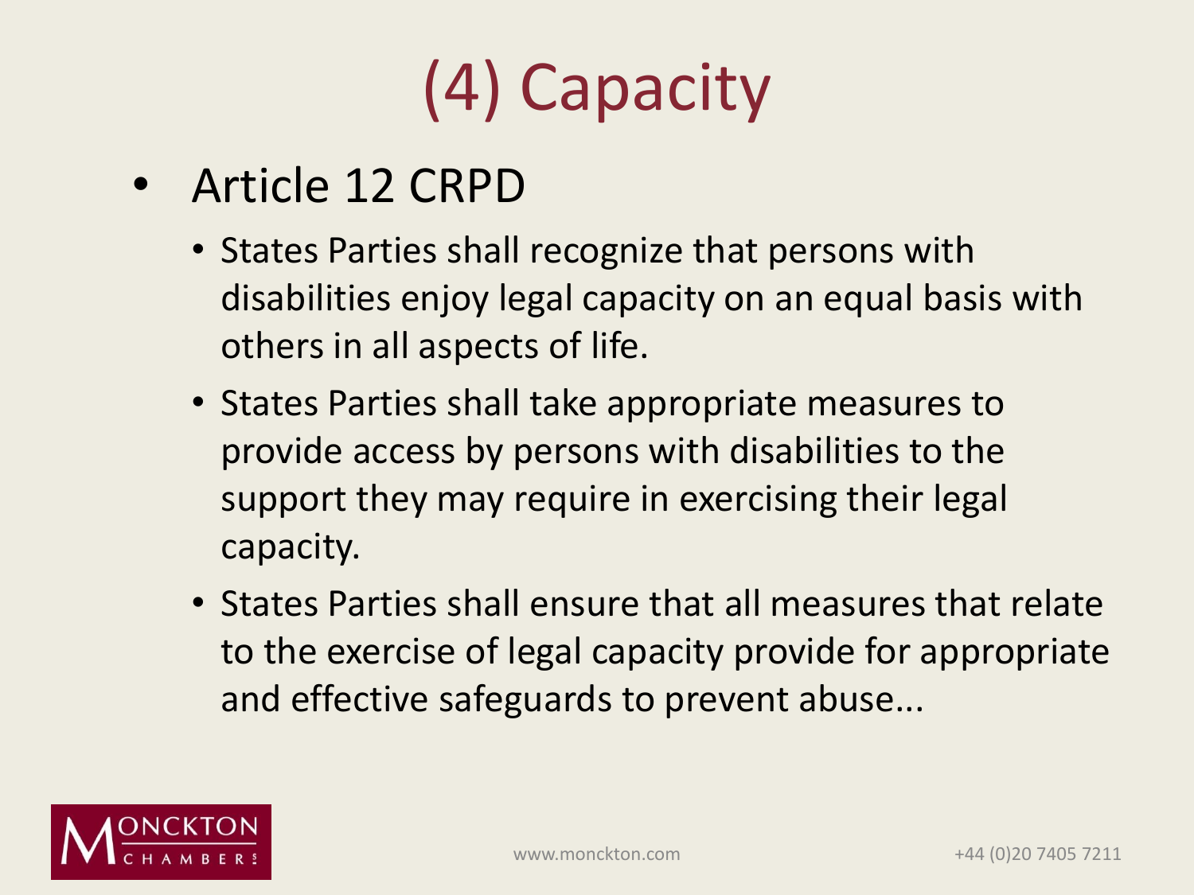# (4) Capacity

- Article 12 CRPD
  - States Parties shall recognize that persons with disabilities enjoy legal capacity on an equal basis with others in all aspects of life.
  - States Parties shall take appropriate measures to provide access by persons with disabilities to the support they may require in exercising their legal capacity.
  - States Parties shall ensure that all measures that relate to the exercise of legal capacity provide for appropriate and effective safeguards to prevent abuse...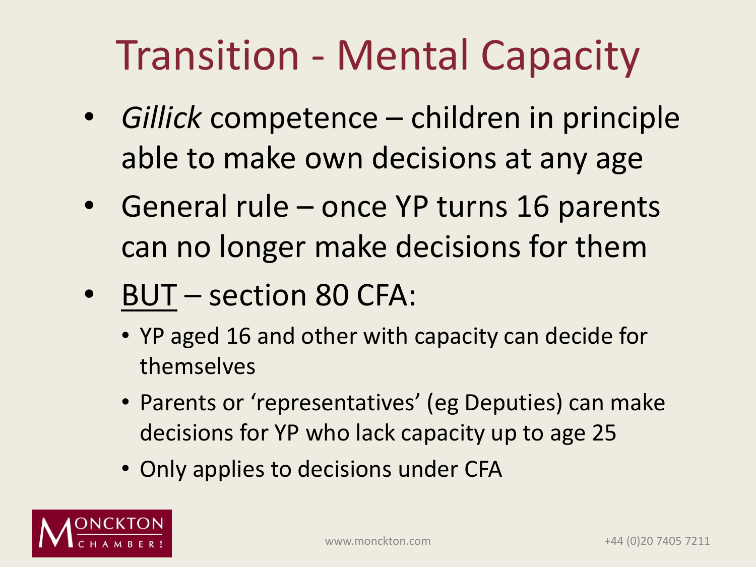# Transition - Mental Capacity

- *Gillick* competence – children in principle able to make own decisions at any age
- General rule – once YP turns 16 parents can no longer make decisions for them
- <u>BUT</u> – section 80 CFA:
  - YP aged 16 and other with capacity can decide for themselves
  - Parents or 'representatives' (eg Deputies) can make decisions for YP who lack capacity up to age 25
  - Only applies to decisions under CFA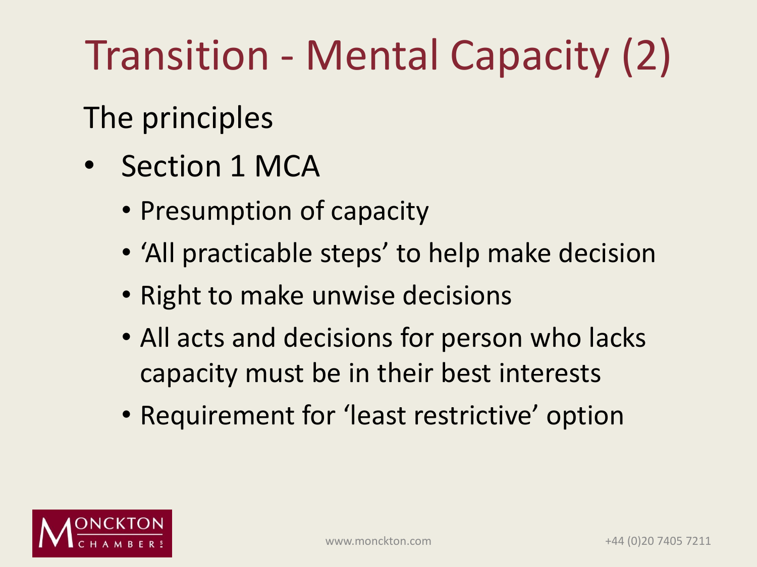# Transition - Mental Capacity (2)

The principles

- Section 1 MCA
  - Presumption of capacity
  - 'All practicable steps' to help make decision
  - Right to make unwise decisions
  - All acts and decisions for person who lacks capacity must be in their best interests
  - Requirement for 'least restrictive' option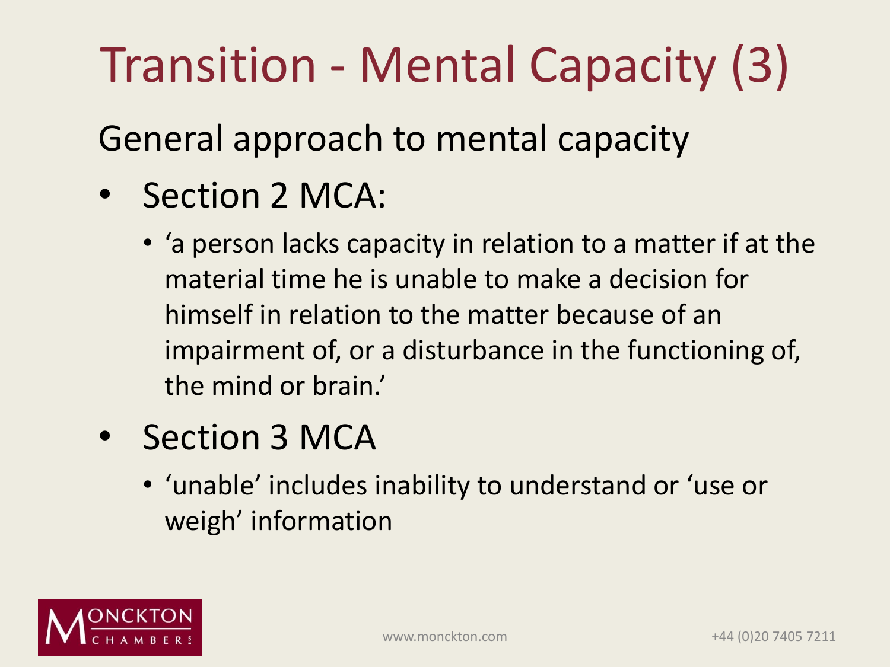# Transition - Mental Capacity (3)

General approach to mental capacity

- Section 2 MCA:
  - 'a person lacks capacity in relation to a matter if at the material time he is unable to make a decision for himself in relation to the matter because of an impairment of, or a disturbance in the functioning of, the mind or brain.'
- Section 3 MCA
  - 'unable' includes inability to understand or 'use or weigh' information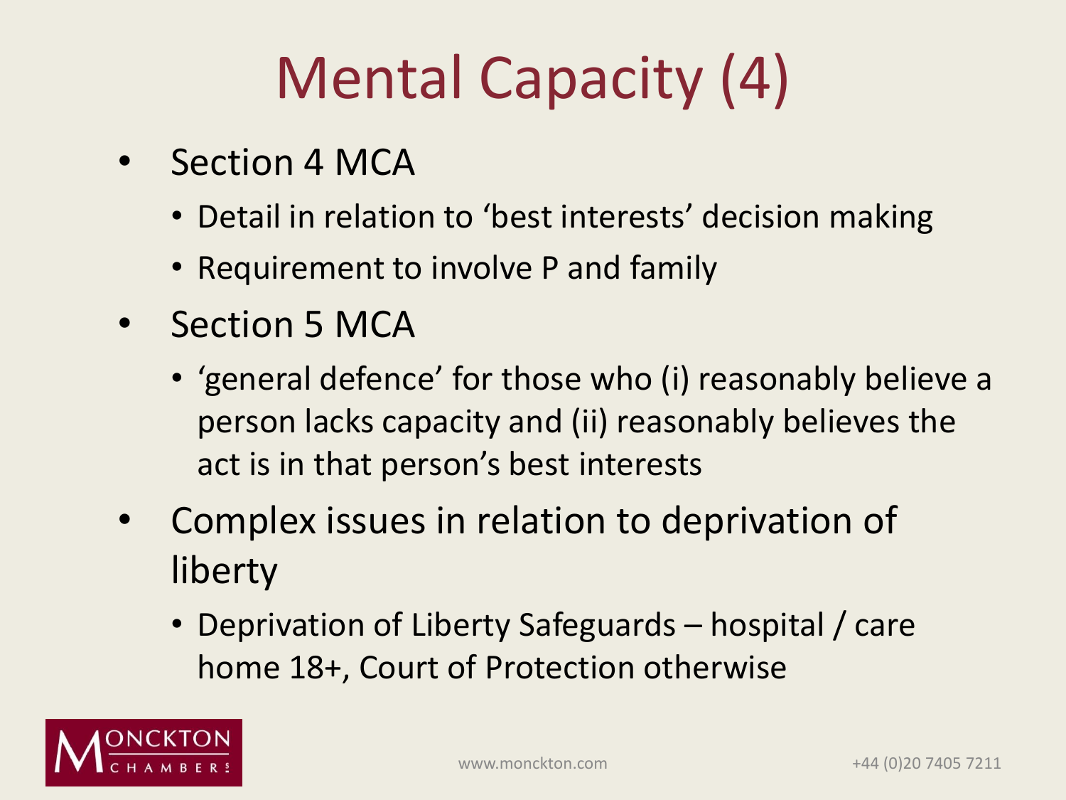# Mental Capacity (4)

- Section 4 MCA
  - Detail in relation to 'best interests' decision making
  - Requirement to involve P and family
- Section 5 MCA
  - 'general defence' for those who (i) reasonably believe a person lacks capacity and (ii) reasonably believes the act is in that person's best interests
- Complex issues in relation to deprivation of liberty
  - Deprivation of Liberty Safeguards – hospital / care home 18+, Court of Protection otherwise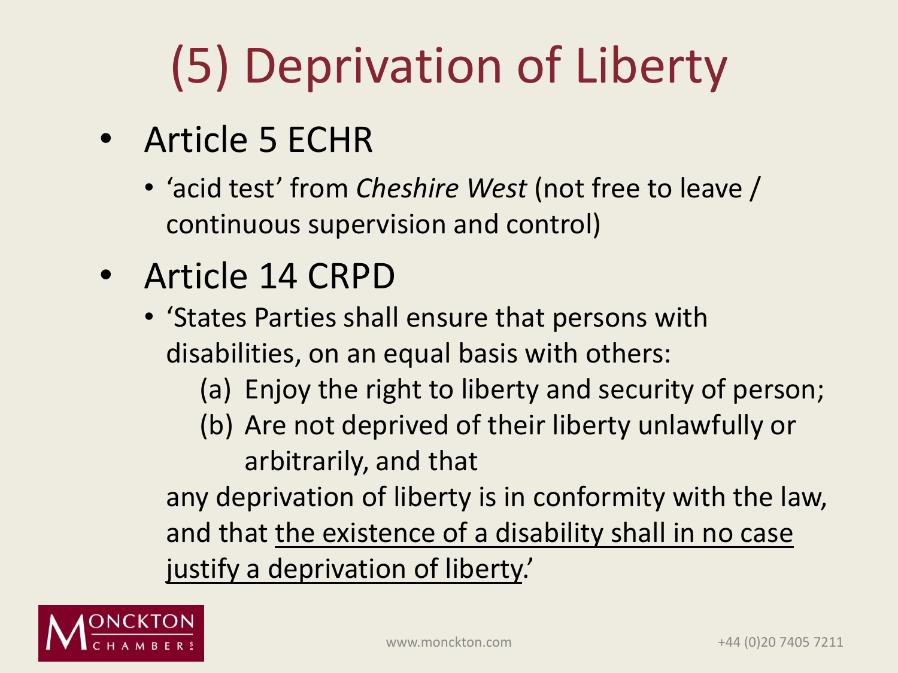# (5) Deprivation of Liberty

- Article 5 ECHR
  - 'acid test' from *Cheshire West* (not free to leave / continuous supervision and control)
- Article 14 CRPD
  - 'States Parties shall ensure that persons with disabilities, on an equal basis with others:
    - (a) Enjoy the right to liberty and security of person;
    - (b) Are not deprived of their liberty unlawfully or arbitrarily, and that

    any deprivation of liberty is in conformity with the law, and that <u>the existence of a disability shall in no case justify a deprivation of liberty</u>.'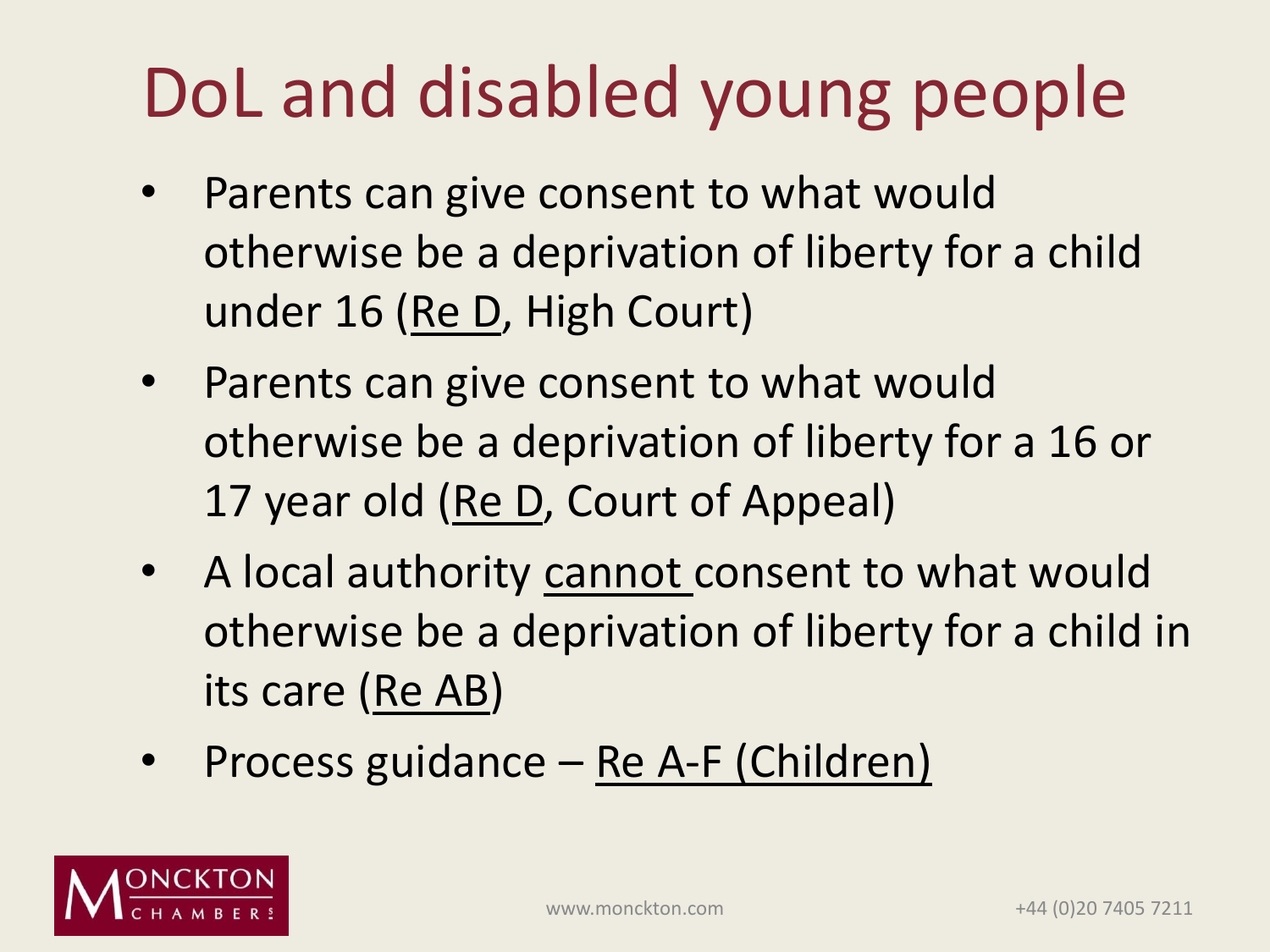# DoL and disabled young people

- Parents can give consent to what would otherwise be a deprivation of liberty for a child under 16 (<u>Re D</u>, High Court)
- Parents can give consent to what would otherwise be a deprivation of liberty for a 16 or 17 year old (<u>Re D</u>, Court of Appeal)
- A local authority <u>cannot</u> consent to what would otherwise be a deprivation of liberty for a child in its care (<u>Re AB</u>)
- Process guidance – <u>Re A-F (Children)</u>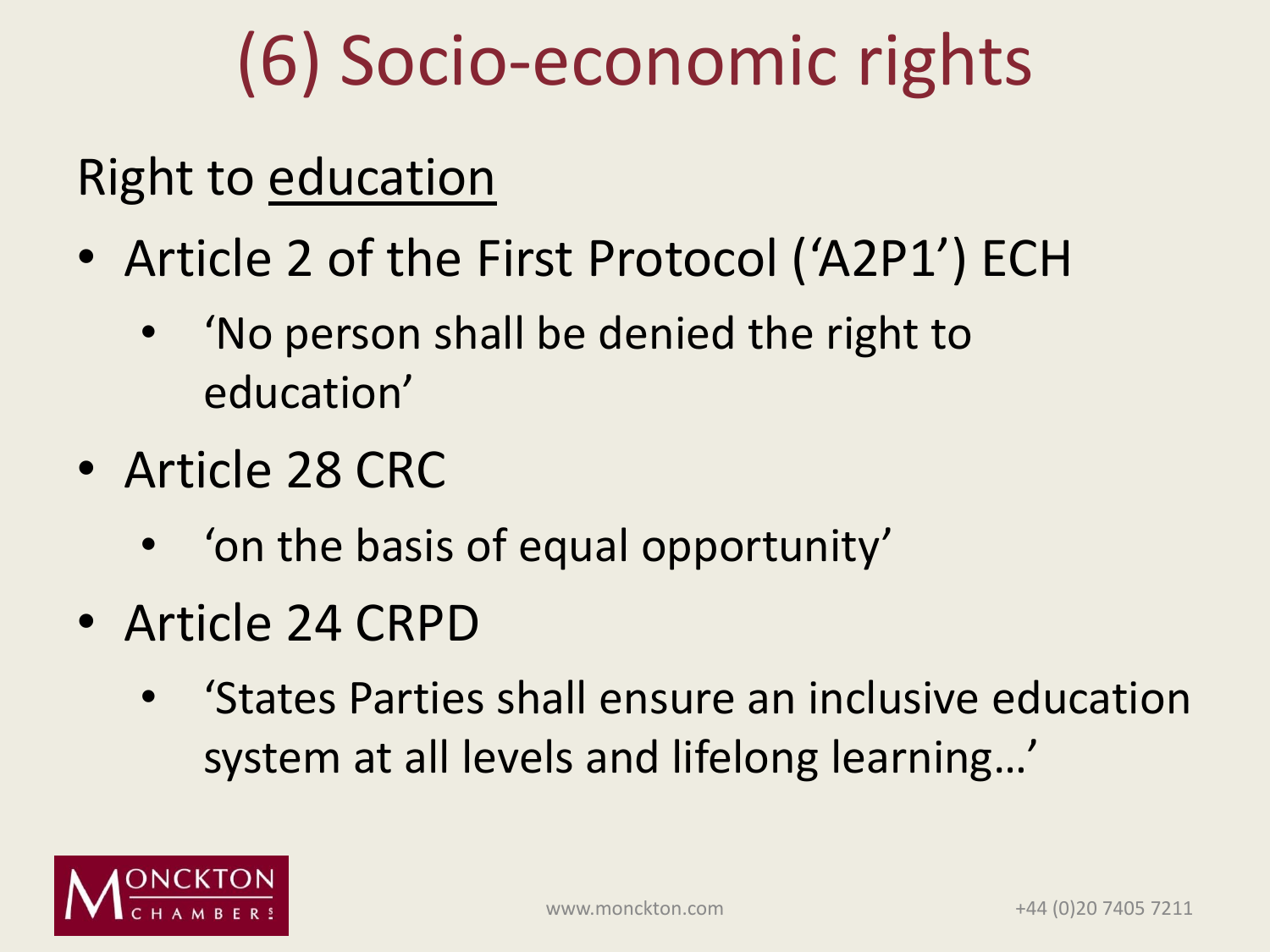# (6) Socio-economic rights

Right to <u>education</u>

- Article 2 of the First Protocol ('A2P1') ECH
  - 'No person shall be denied the right to education'
- Article 28 CRC
  - 'on the basis of equal opportunity'
- Article 24 CRPD
  - 'States Parties shall ensure an inclusive education system at all levels and lifelong learning…'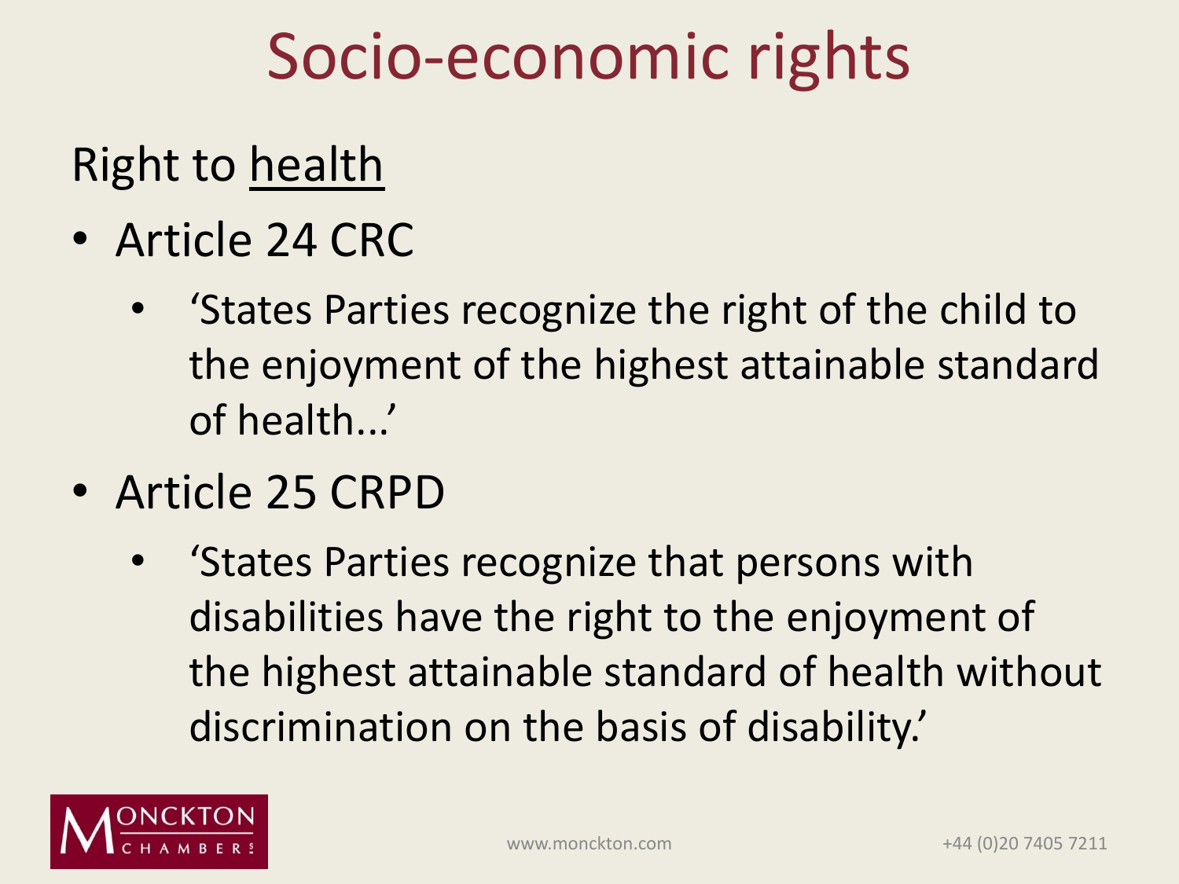# Socio-economic rights

Right to <u>health</u>

- Article 24 CRC
    - 'States Parties recognize the right of the child to the enjoyment of the highest attainable standard of health...'
- Article 25 CRPD
    - 'States Parties recognize that persons with disabilities have the right to the enjoyment of the highest attainable standard of health without discrimination on the basis of disability.'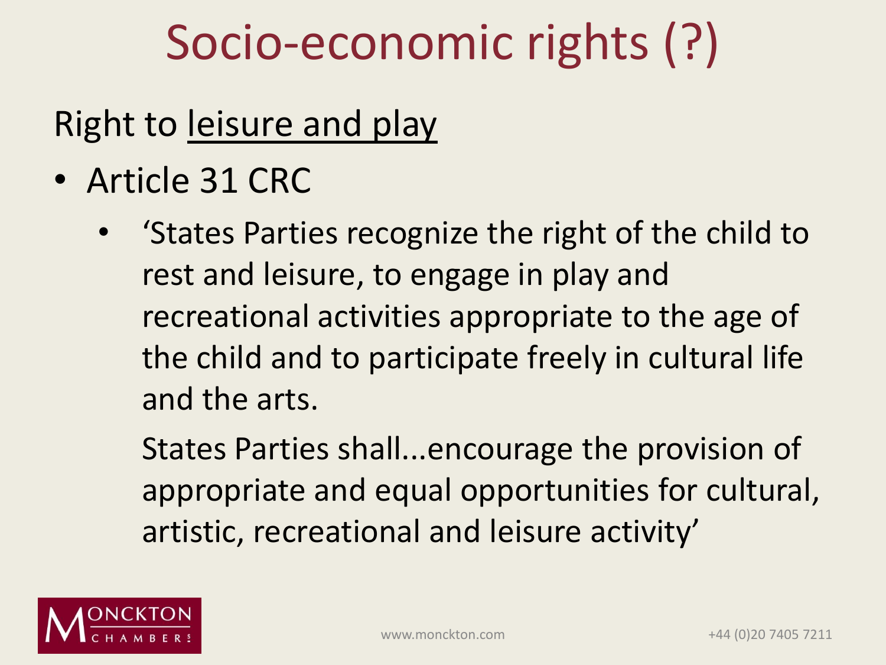# Socio-economic rights (?)

Right to <u>leisure and play</u>

- Article 31 CRC
  - 'States Parties recognize the right of the child to rest and leisure, to engage in play and recreational activities appropriate to the age of the child and to participate freely in cultural life and the arts.

    States Parties shall...encourage the provision of appropriate and equal opportunities for cultural, artistic, recreational and leisure activity'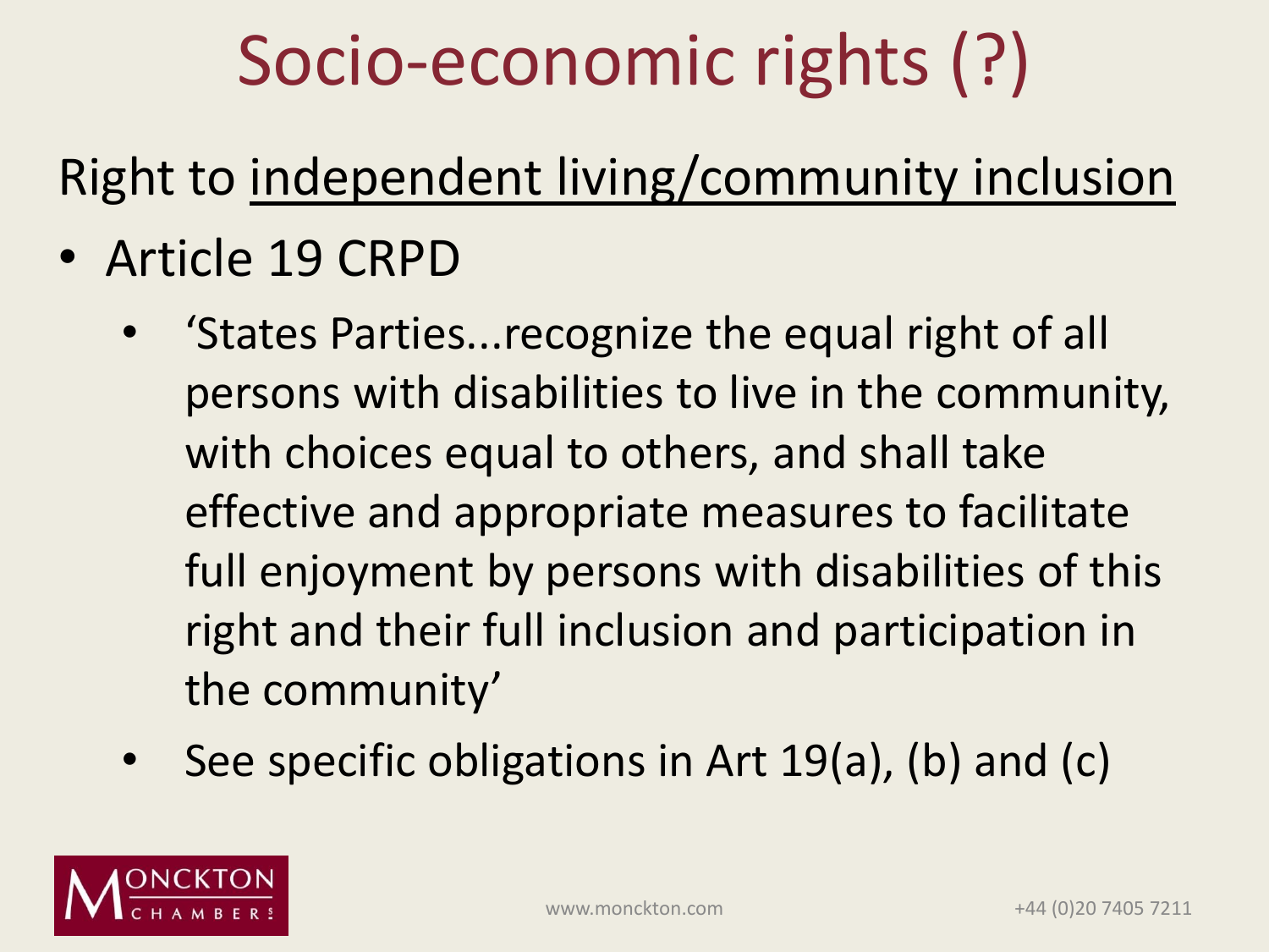# Socio-economic rights (?)

Right to <u>independent living/community inclusion</u>

- Article 19 CRPD
  - 'States Parties...recognize the equal right of all persons with disabilities to live in the community, with choices equal to others, and shall take effective and appropriate measures to facilitate full enjoyment by persons with disabilities of this right and their full inclusion and participation in the community'
  - See specific obligations in Art 19(a), (b) and (c)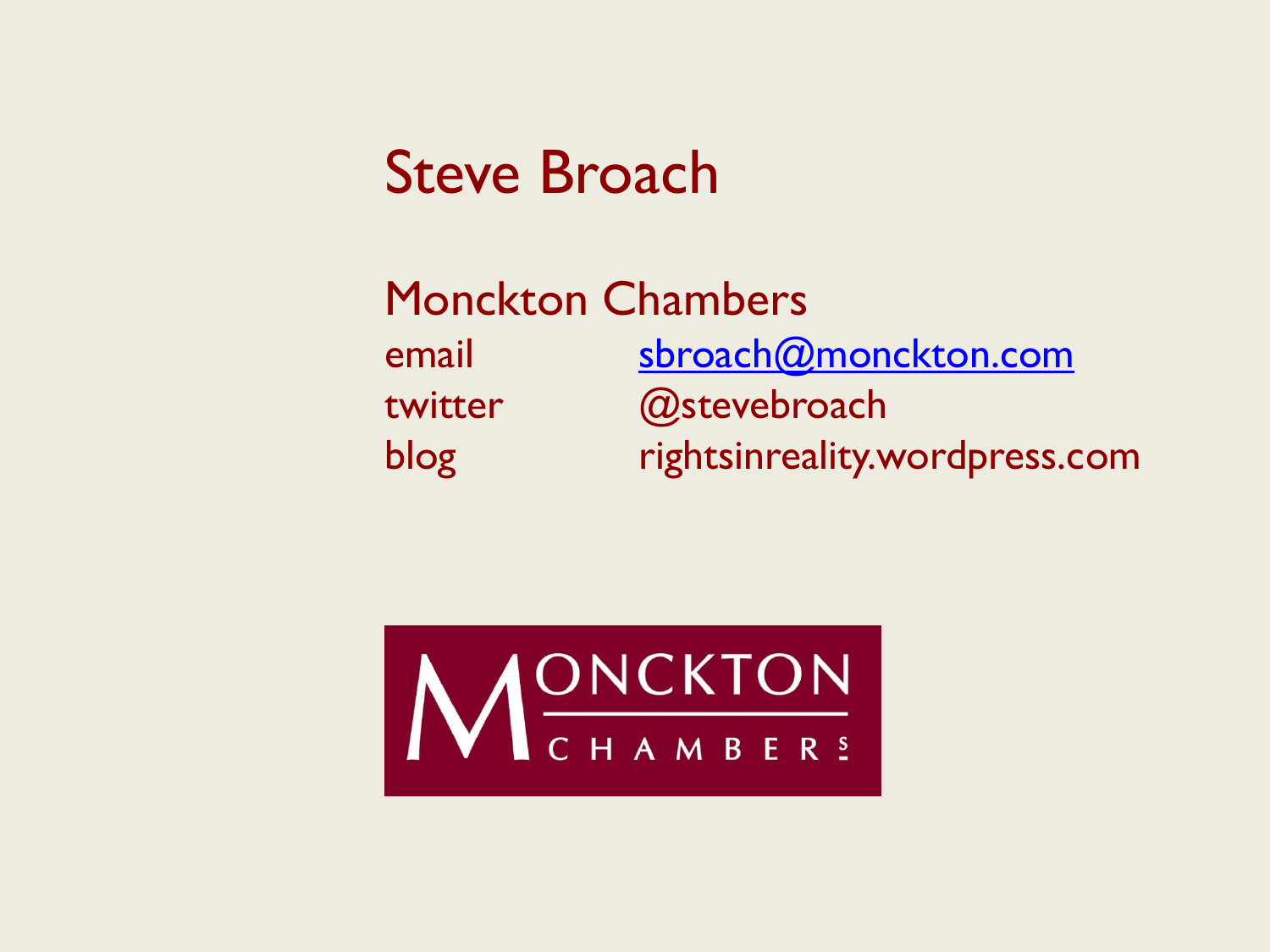# Steve Broach

## Monckton Chambers

| | |
|---|---|
| email | sbroach@monckton.com |
| twitter | @stevebroach |
| blog | rightsinreality.wordpress.com |

MONCKTON CHAMBERS